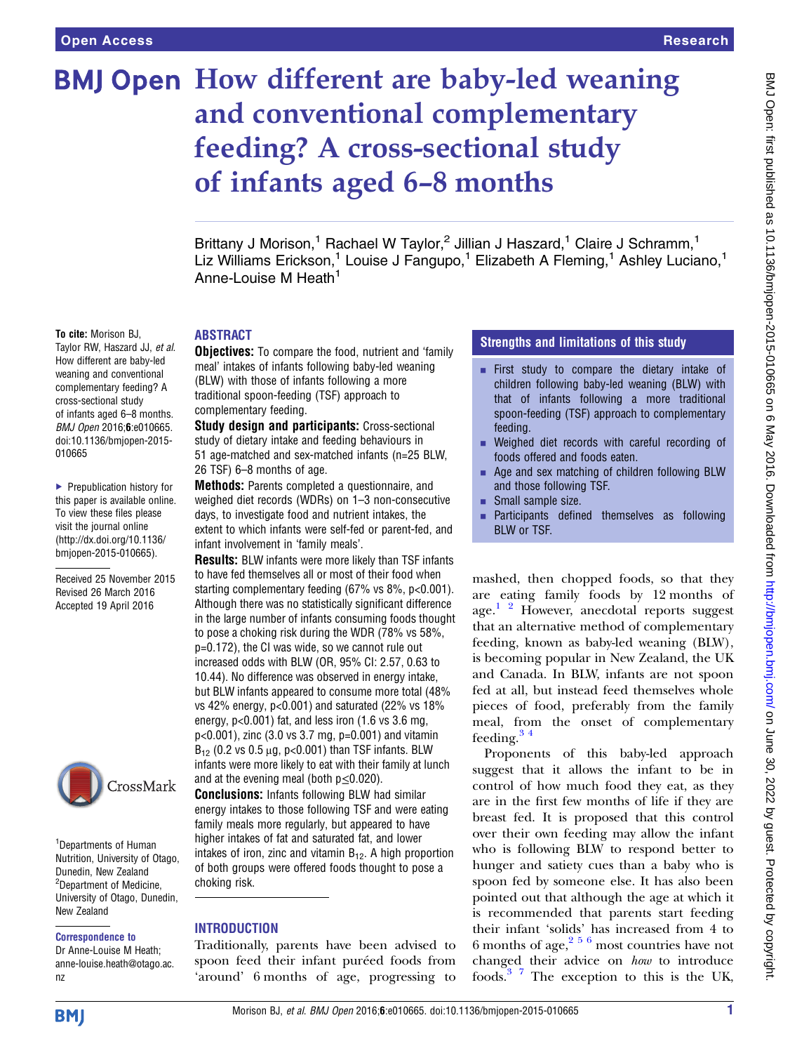# How different are baby-led weaning and conventional complementary feeding? A cross-sectional study of infants aged 6–8 months

Brittany J Morison,[1] Rachael W Taylor,[2] Jillian J Haszard,[1] Claire J Schramm,[1] Liz Williams Erickson,[1] Louise J Fangupo,[1] Elizabeth A Fleming,[1] Ashley Luciano,[1] Anne-Louise M Heath[1]

**To cite:** Morison BJ, Taylor RW, Haszard JJ, *et al*. How different are baby-led weaning and conventional complementary feeding? A cross-sectional study of infants aged 6–8 months. *BMJ Open* 2016;**6**:e010665. doi:10.1136/bmjopen-2015-010665

► Prepublication history for this paper is available online. To view these files please visit the journal online (http://dx.doi.org/10.1136/bmjopen-2015-010665).

Received 25 November 2015
Revised 26 March 2016
Accepted 19 April 2016

[1]Departments of Human Nutrition, University of Otago, Dunedin, New Zealand
[2]Department of Medicine, University of Otago, Dunedin, New Zealand

**Correspondence to**
Dr Anne-Louise M Heath; anne-louise.heath@otago.ac.nz

## ABSTRACT

**Objectives:** To compare the food, nutrient and 'family meal' intakes of infants following baby-led weaning (BLW) with those of infants following a more traditional spoon-feeding (TSF) approach to complementary feeding.

**Study design and participants:** Cross-sectional study of dietary intake and feeding behaviours in 51 age-matched and sex-matched infants (n=25 BLW, 26 TSF) 6–8 months of age.

**Methods:** Parents completed a questionnaire, and weighed diet records (WDRs) on 1–3 non-consecutive days, to investigate food and nutrient intakes, the extent to which infants were self-fed or parent-fed, and infant involvement in 'family meals'.

**Results:** BLW infants were more likely than TSF infants to have fed themselves all or most of their food when starting complementary feeding (67% vs 8%, p<0.001). Although there was no statistically significant difference in the large number of infants consuming foods thought to pose a choking risk during the WDR (78% vs 58%, p=0.172), the CI was wide, so we cannot rule out increased odds with BLW (OR, 95% CI: 2.57, 0.63 to 10.44). No difference was observed in energy intake, but BLW infants appeared to consume more total (48% vs 42% energy, p<0.001) and saturated (22% vs 18% energy, p<0.001) fat, and less iron (1.6 vs 3.6 mg, p<0.001), zinc (3.0 vs 3.7 mg, p=0.001) and vitamin $B_{12}$ (0.2 vs 0.5 µg, p<0.001) than TSF infants. BLW infants were more likely to eat with their family at lunch and at the evening meal (both p≤0.020).

**Conclusions:** Infants following BLW had similar energy intakes to those following TSF and were eating family meals more regularly, but appeared to have higher intakes of fat and saturated fat, and lower intakes of iron, zinc and vitamin $B_{12}$. A high proportion of both groups were offered foods thought to pose a choking risk.

## Strengths and limitations of this study

- First study to compare the dietary intake of children following baby-led weaning (BLW) with that of infants following a more traditional spoon-feeding (TSF) approach to complementary feeding.
- Weighed diet records with careful recording of foods offered and foods eaten.
- Age and sex matching of children following BLW and those following TSF.
- Small sample size.
- Participants defined themselves as following BLW or TSF.

## INTRODUCTION

Traditionally, parents have been advised to spoon feed their infant puréed foods from 'around' 6 months of age, progressing to mashed, then chopped foods, so that they are eating family foods by 12 months of age.[1,2] However, anecdotal reports suggest that an alternative method of complementary feeding, known as baby-led weaning (BLW), is becoming popular in New Zealand, the UK and Canada. In BLW, infants are not spoon fed at all, but instead feed themselves whole pieces of food, preferably from the family meal, from the onset of complementary feeding.[3,4]

Proponents of this baby-led approach suggest that it allows the infant to be in control of how much food they eat, as they are in the first few months of life if they are breast fed. It is proposed that this control over their own feeding may allow the infant who is following BLW to respond better to hunger and satiety cues than a baby who is spoon fed by someone else. It has also been pointed out that although the age at which it is recommended that parents start feeding their infant 'solids' has increased from 4 to 6 months of age,[2,5,6] most countries have not changed their advice on *how* to introduce foods.[3,7] The exception to this is the UK,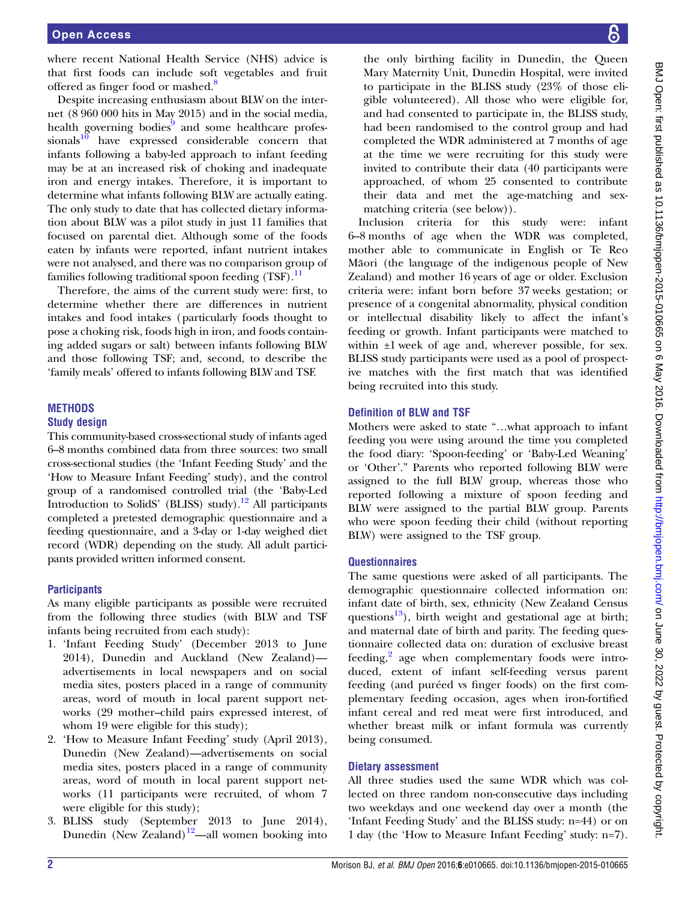where recent National Health Service (NHS) advice is that first foods can include soft vegetables and fruit offered as finger food or mashed.[8]

Despite increasing enthusiasm about BLW on the internet (8 960 000 hits in May 2015) and in the social media, health governing bodies[9] and some healthcare professionals[10] have expressed considerable concern that infants following a baby-led approach to infant feeding may be at an increased risk of choking and inadequate iron and energy intakes. Therefore, it is important to determine what infants following BLW are actually eating. The only study to date that has collected dietary information about BLW was a pilot study in just 11 families that focused on parental diet. Although some of the foods eaten by infants were reported, infant nutrient intakes were not analysed, and there was no comparison group of families following traditional spoon feeding (TSF).[11]

Therefore, the aims of the current study were: first, to determine whether there are differences in nutrient intakes and food intakes (particularly foods thought to pose a choking risk, foods high in iron, and foods containing added sugars or salt) between infants following BLW and those following TSF; and, second, to describe the 'family meals' offered to infants following BLW and TSF.

## METHODS

### Study design

This community-based cross-sectional study of infants aged 6–8 months combined data from three sources: two small cross-sectional studies (the 'Infant Feeding Study' and the 'How to Measure Infant Feeding' study), and the control group of a randomised controlled trial (the 'Baby-Led Introduction to SolidS' (BLISS) study).[12] All participants completed a pretested demographic questionnaire and a feeding questionnaire, and a 3-day or 1-day weighed diet record (WDR) depending on the study. All adult participants provided written informed consent.

### Participants

As many eligible participants as possible were recruited from the following three studies (with BLW and TSF infants being recruited from each study):

1. 'Infant Feeding Study' (December 2013 to June 2014), Dunedin and Auckland (New Zealand)—advertisements in local newspapers and on social media sites, posters placed in a range of community areas, word of mouth in local parent support networks (29 mother–child pairs expressed interest, of whom 19 were eligible for this study);
2. 'How to Measure Infant Feeding' study (April 2013), Dunedin (New Zealand)—advertisements on social media sites, posters placed in a range of community areas, word of mouth in local parent support networks (11 participants were recruited, of whom 7 were eligible for this study);
3. BLISS study (September 2013 to June 2014), Dunedin (New Zealand)[12]—all women booking into the only birthing facility in Dunedin, the Queen Mary Maternity Unit, Dunedin Hospital, were invited to participate in the BLISS study (23% of those eligible volunteered). All those who were eligible for, and had consented to participate in, the BLISS study, had been randomised to the control group and had completed the WDR administered at 7 months of age at the time we were recruiting for this study were invited to contribute their data (40 participants were approached, of whom 25 consented to contribute their data and met the age-matching and sex-matching criteria (see below)).

Inclusion criteria for this study were: infant 6–8 months of age when the WDR was completed, mother able to communicate in English or Te Reo Māori (the language of the indigenous people of New Zealand) and mother 16 years of age or older. Exclusion criteria were: infant born before 37 weeks gestation; or presence of a congenital abnormality, physical condition or intellectual disability likely to affect the infant's feeding or growth. Infant participants were matched to within ±1 week of age and, wherever possible, for sex. BLISS study participants were used as a pool of prospective matches with the first match that was identified being recruited into this study.

### Definition of BLW and TSF

Mothers were asked to state "…what approach to infant feeding you were using around the time you completed the food diary: 'Spoon-feeding' or 'Baby-Led Weaning' or 'Other'." Parents who reported following BLW were assigned to the full BLW group, whereas those who reported following a mixture of spoon feeding and BLW were assigned to the partial BLW group. Parents who were spoon feeding their child (without reporting BLW) were assigned to the TSF group.

### Questionnaires

The same questions were asked of all participants. The demographic questionnaire collected information on: infant date of birth, sex, ethnicity (New Zealand Census questions[13]), birth weight and gestational age at birth; and maternal date of birth and parity. The feeding questionnaire collected data on: duration of exclusive breast feeding,[2] age when complementary foods were introduced, extent of infant self-feeding versus parent feeding (and puréed vs finger foods) on the first complementary feeding occasion, ages when iron-fortified infant cereal and red meat were first introduced, and whether breast milk or infant formula was currently being consumed.

### Dietary assessment

All three studies used the same WDR which was collected on three random non-consecutive days including two weekdays and one weekend day over a month (the 'Infant Feeding Study' and the BLISS study: n=44) or on 1 day (the 'How to Measure Infant Feeding' study: n=7).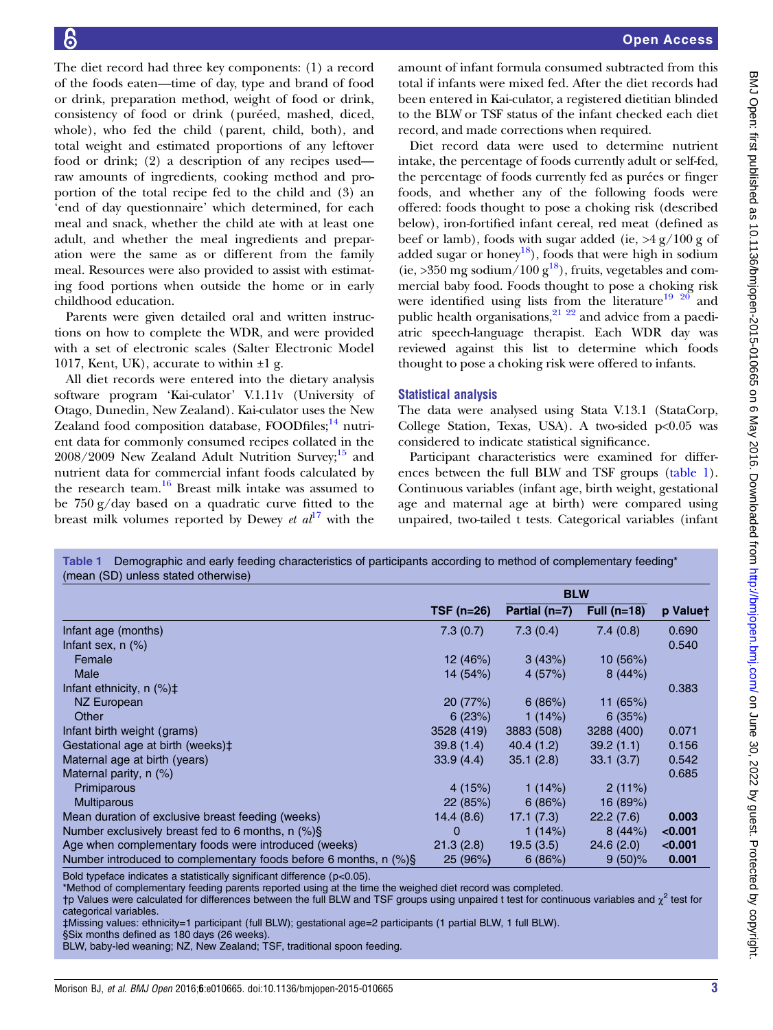The diet record had three key components: (1) a record of the foods eaten—time of day, type and brand of food or drink, preparation method, weight of food or drink, consistency of food or drink (puréed, mashed, diced, whole), who fed the child (parent, child, both), and total weight and estimated proportions of any leftover food or drink; (2) a description of any recipes used—raw amounts of ingredients, cooking method and proportion of the total recipe fed to the child and (3) an 'end of day questionnaire' which determined, for each meal and snack, whether the child ate with at least one adult, and whether the meal ingredients and preparation were the same as or different from the family meal. Resources were also provided to assist with estimating food portions when outside the home or in early childhood education.

Parents were given detailed oral and written instructions on how to complete the WDR, and were provided with a set of electronic scales (Salter Electronic Model 1017, Kent, UK), accurate to within ±1 g.

All diet records were entered into the dietary analysis software program 'Kai-culator' V.1.11v (University of Otago, Dunedin, New Zealand). Kai-culator uses the New Zealand food composition database, FOODfiles;[14] nutrient data for commonly consumed recipes collated in the 2008/2009 New Zealand Adult Nutrition Survey;[15] and nutrient data for commercial infant foods calculated by the research team.[16] Breast milk intake was assumed to be 750 g/day based on a quadratic curve fitted to the breast milk volumes reported by Dewey *et al*[17] with the amount of infant formula consumed subtracted from this total if infants were mixed fed. After the diet records had been entered in Kai-culator, a registered dietitian blinded to the BLW or TSF status of the infant checked each diet record, and made corrections when required.

Diet record data were used to determine nutrient intake, the percentage of foods currently adult or self-fed, the percentage of foods currently fed as purées or finger foods, and whether any of the following foods were offered: foods thought to pose a choking risk (described below), iron-fortified infant cereal, red meat (defined as beef or lamb), foods with sugar added (ie, >4 g/100 g of added sugar or honey[18]), foods that were high in sodium (ie, >350 mg sodium/100 g[18]), fruits, vegetables and commercial baby food. Foods thought to pose a choking risk were identified using lists from the literature[19,20] and public health organisations,[21,22] and advice from a paediatric speech-language therapist. Each WDR day was reviewed against this list to determine which foods thought to pose a choking risk were offered to infants.

### Statistical analysis

The data were analysed using Stata V.13.1 (StataCorp, College Station, Texas, USA). A two-sided $p<0.05$ was considered to indicate statistical significance.

Participant characteristics were examined for differences between the full BLW and TSF groups (table 1). Continuous variables (infant age, birth weight, gestational age and maternal age at birth) were compared using unpaired, two-tailed t tests. Categorical variables (infant

**Table 1** Demographic and early feeding characteristics of participants according to method of complementary feeding* (mean (SD) unless stated otherwise)

| | | BLW | | |
|---|---|---|---|---|
| | TSF (n=26) | Partial (n=7) | Full (n=18) | p Value† |
| Infant age (months) | 7.3 (0.7) | 7.3 (0.4) | 7.4 (0.8) | 0.690 |
| Infant sex, n (%) | | | | 0.540 |
| Female | 12 (46%) | 3 (43%) | 10 (56%) | |
| Male | 14 (54%) | 4 (57%) | 8 (44%) | |
| Infant ethnicity, n (%)‡ | | | | 0.383 |
| NZ European | 20 (77%) | 6 (86%) | 11 (65%) | |
| Other | 6 (23%) | 1 (14%) | 6 (35%) | |
| Infant birth weight (grams) | 3528 (419) | 3883 (508) | 3288 (400) | 0.071 |
| Gestational age at birth (weeks)‡ | 39.8 (1.4) | 40.4 (1.2) | 39.2 (1.1) | 0.156 |
| Maternal age at birth (years) | 33.9 (4.4) | 35.1 (2.8) | 33.1 (3.7) | 0.542 |
| Maternal parity, n (%) | | | | 0.685 |
| Primiparous | 4 (15%) | 1 (14%) | 2 (11%) | |
| Multiparous | 22 (85%) | 6 (86%) | 16 (89%) | |
| Mean duration of exclusive breast feeding (weeks) | 14.4 (8.6) | 17.1 (7.3) | 22.2 (7.6) | **0.003** |
| Number exclusively breast fed to 6 months, n (%)§ | 0 | 1 (14%) | 8 (44%) | **<0.001** |
| Age when complementary foods were introduced (weeks) | 21.3 (2.8) | 19.5 (3.5) | 24.6 (2.0) | **<0.001** |
| Number introduced to complementary foods before 6 months, n (%)§ | 25 (96%) | 6 (86%) | 9 (50)% | **0.001** |

Bold typeface indicates a statistically significant difference ($p<0.05$).
*Method of complementary feeding parents reported using at the time the weighed diet record was completed.
†p Values were calculated for differences between the full BLW and TSF groups using unpaired t test for continuous variables and $\chi^2$ test for categorical variables.
‡Missing values: ethnicity=1 participant (full BLW); gestational age=2 participants (1 partial BLW, 1 full BLW).
§Six months defined as 180 days (26 weeks).
BLW, baby-led weaning; NZ, New Zealand; TSF, traditional spoon feeding.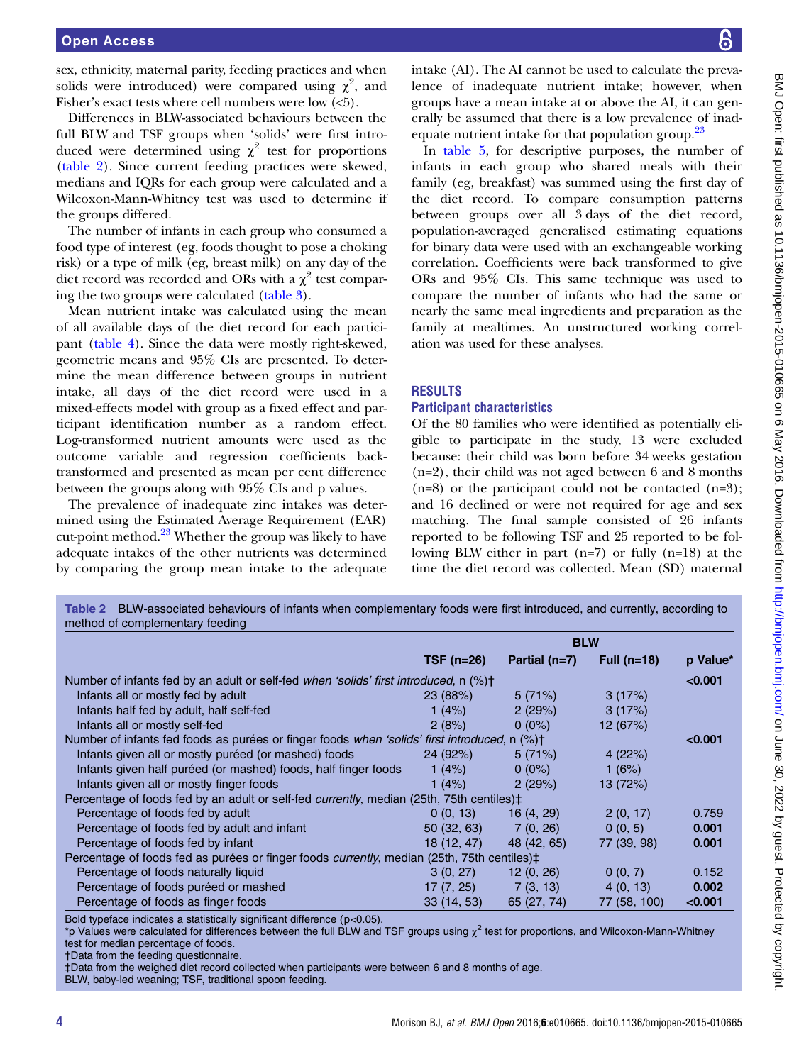sex, ethnicity, maternal parity, feeding practices and when solids were introduced) were compared using $\chi^2$, and Fisher's exact tests where cell numbers were low (<5).

Differences in BLW-associated behaviours between the full BLW and TSF groups when 'solids' were first introduced were determined using $\chi^2$ test for proportions (table 2). Since current feeding practices were skewed, medians and IQRs for each group were calculated and a Wilcoxon-Mann-Whitney test was used to determine if the groups differed.

The number of infants in each group who consumed a food type of interest (eg, foods thought to pose a choking risk) or a type of milk (eg, breast milk) on any day of the diet record was recorded and ORs with a $\chi^2$ test comparing the two groups were calculated (table 3).

Mean nutrient intake was calculated using the mean of all available days of the diet record for each participant (table 4). Since the data were mostly right-skewed, geometric means and 95% CIs are presented. To determine the mean difference between groups in nutrient intake, all days of the diet record were used in a mixed-effects model with group as a fixed effect and participant identification number as a random effect. Log-transformed nutrient amounts were used as the outcome variable and regression coefficients back-transformed and presented as mean per cent difference between the groups along with 95% CIs and p values.

The prevalence of inadequate zinc intakes was determined using the Estimated Average Requirement (EAR) cut-point method.[23] Whether the group was likely to have adequate intakes of the other nutrients was determined by comparing the group mean intake to the adequate intake (AI). The AI cannot be used to calculate the prevalence of inadequate nutrient intake; however, when groups have a mean intake at or above the AI, it can generally be assumed that there is a low prevalence of inadequate nutrient intake for that population group.[23]

In table 5, for descriptive purposes, the number of infants in each group who shared meals with their family (eg, breakfast) was summed using the first day of the diet record. To compare consumption patterns between groups over all 3 days of the diet record, population-averaged generalised estimating equations for binary data were used with an exchangeable working correlation. Coefficients were back transformed to give ORs and 95% CIs. This same technique was used to compare the number of infants who had the same or nearly the same meal ingredients and preparation as the family at mealtimes. An unstructured working correlation was used for these analyses.

## RESULTS

### Participant characteristics

Of the 80 families who were identified as potentially eligible to participate in the study, 13 were excluded because: their child was born before 34 weeks gestation (n=2), their child was not aged between 6 and 8 months (n=8) or the participant could not be contacted (n=3); and 16 declined or were not required for age and sex matching. The final sample consisted of 26 infants reported to be following TSF and 25 reported to be following BLW either in part (n=7) or fully (n=18) at the time the diet record was collected. Mean (SD) maternal

**Table 2** BLW-associated behaviours of infants when complementary foods were first introduced, and currently, according to method of complementary feeding

| | | BLW | | |
|---|---|---|---|---|
| | TSF (n=26) | Partial (n=7) | Full (n=18) | p Value* |
| Number of infants fed by an adult or self-fed *when 'solids' first introduced*, n (%)† | | | | **<0.001** |
| Infants all or mostly fed by adult | 23 (88%) | 5 (71%) | 3 (17%) | |
| Infants half fed by adult, half self-fed | 1 (4%) | 2 (29%) | 3 (17%) | |
| Infants all or mostly self-fed | 2 (8%) | 0 (0%) | 12 (67%) | |
| Number of infants fed foods as purées or finger foods *when 'solids' first introduced*, n (%)† | | | | **<0.001** |
| Infants given all or mostly puréed (or mashed) foods | 24 (92%) | 5 (71%) | 4 (22%) | |
| Infants given half puréed (or mashed) foods, half finger foods | 1 (4%) | 0 (0%) | 1 (6%) | |
| Infants given all or mostly finger foods | 1 (4%) | 2 (29%) | 13 (72%) | |
| Percentage of foods fed by an adult or self-fed *currently*, median (25th, 75th centiles)‡ | | | | |
| Percentage of foods fed by adult | 0 (0, 13) | 16 (4, 29) | 2 (0, 17) | 0.759 |
| Percentage of foods fed by adult and infant | 50 (32, 63) | 7 (0, 26) | 0 (0, 5) | **0.001** |
| Percentage of foods fed by infant | 18 (12, 47) | 48 (42, 65) | 77 (39, 98) | **0.001** |
| Percentage of foods fed as purées or finger foods *currently*, median (25th, 75th centiles)‡ | | | | |
| Percentage of foods naturally liquid | 3 (0, 27) | 12 (0, 26) | 0 (0, 7) | 0.152 |
| Percentage of foods puréed or mashed | 17 (7, 25) | 7 (3, 13) | 4 (0, 13) | **0.002** |
| Percentage of foods as finger foods | 33 (14, 53) | 65 (27, 74) | 77 (58, 100) | **<0.001** |

Bold typeface indicates a statistically significant difference (p<0.05).
*p Values were calculated for differences between the full BLW and TSF groups using $\chi^2$ test for proportions, and Wilcoxon-Mann-Whitney test for median percentage of foods.
†Data from the feeding questionnaire.
‡Data from the weighed diet record collected when participants were between 6 and 8 months of age.
BLW, baby-led weaning; TSF, traditional spoon feeding.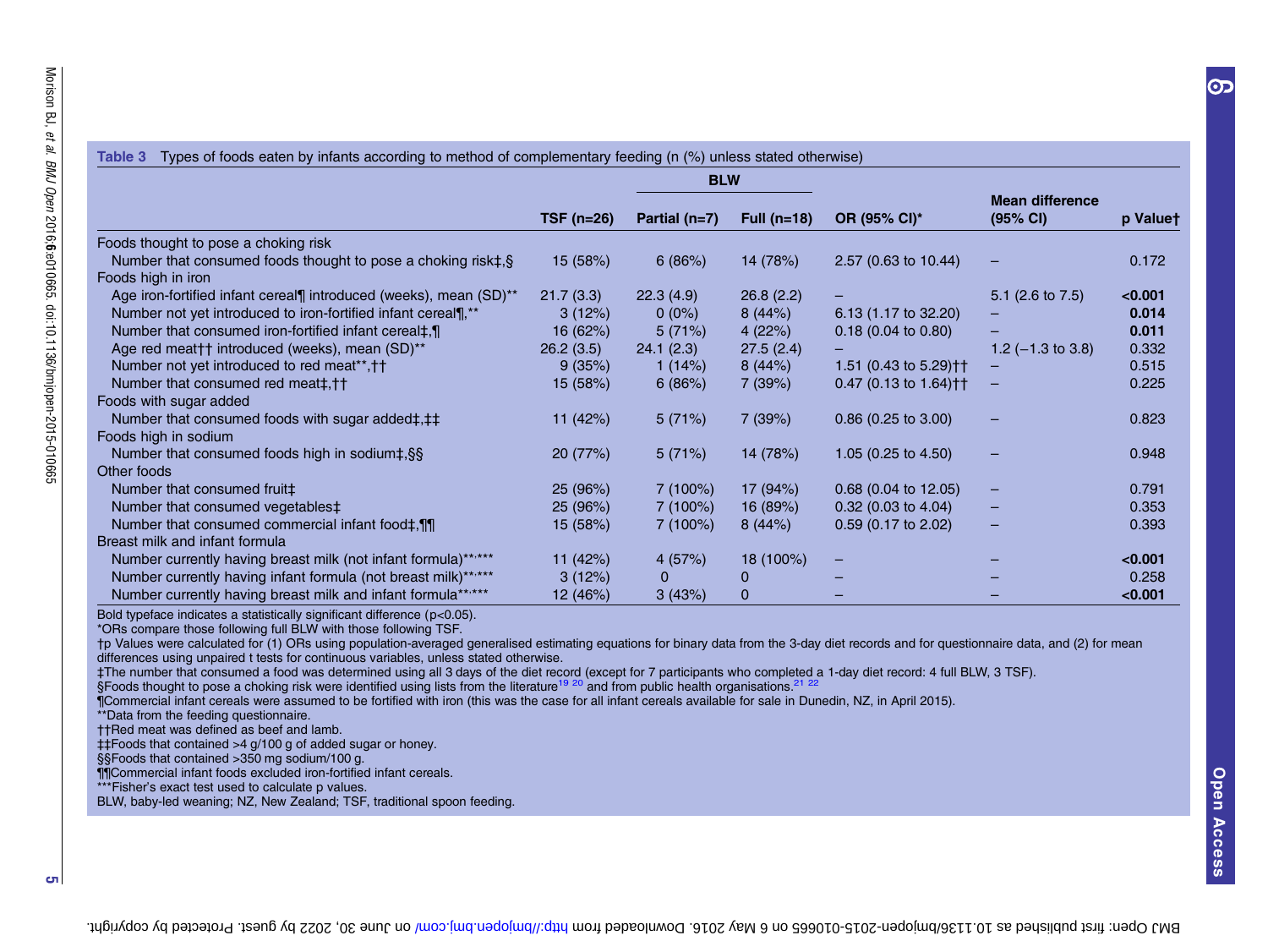**Table 3** Types of foods eaten by infants according to method of complementary feeding (n (%) unless stated otherwise)

| | TSF (n=26) | BLW | | OR (95% CI)* | Mean difference (95% CI) | p Value† |
|---|---|---|---|---|---|---|
| | | Partial (n=7) | Full (n=18) | | | |
| Foods thought to pose a choking risk | | | | | | |
| Number that consumed foods thought to pose a choking risk‡,§ | 15 (58%) | 6 (86%) | 14 (78%) | 2.57 (0.63 to 10.44) | – | 0.172 |
| Foods high in iron | | | | | | |
| Age iron-fortified infant cereal¶ introduced (weeks), mean (SD)** | 21.7 (3.3) | 22.3 (4.9) | 26.8 (2.2) | – | 5.1 (2.6 to 7.5) | **<0.001** |
| Number not yet introduced to iron-fortified infant cereal¶,** | 3 (12%) | 0 (0%) | 8 (44%) | 6.13 (1.17 to 32.20) | – | **0.014** |
| Number that consumed iron-fortified infant cereal‡,¶ | 16 (62%) | 5 (71%) | 4 (22%) | 0.18 (0.04 to 0.80) | – | **0.011** |
| Age red meat†† introduced (weeks), mean (SD)** | 26.2 (3.5) | 24.1 (2.3) | 27.5 (2.4) | – | 1.2 (−1.3 to 3.8) | 0.332 |
| Number not yet introduced to red meat**,†† | 9 (35%) | 1 (14%) | 8 (44%) | 1.51 (0.43 to 5.29)†† | – | 0.515 |
| Number that consumed red meat‡,†† | 15 (58%) | 6 (86%) | 7 (39%) | 0.47 (0.13 to 1.64)†† | – | 0.225 |
| Foods with sugar added | | | | | | |
| Number that consumed foods with sugar added‡,‡‡ | 11 (42%) | 5 (71%) | 7 (39%) | 0.86 (0.25 to 3.00) | – | 0.823 |
| Foods high in sodium | | | | | | |
| Number that consumed foods high in sodium‡,§§ | 20 (77%) | 5 (71%) | 14 (78%) | 1.05 (0.25 to 4.50) | – | 0.948 |
| Other foods | | | | | | |
| Number that consumed fruit‡ | 25 (96%) | 7 (100%) | 17 (94%) | 0.68 (0.04 to 12.05) | – | 0.791 |
| Number that consumed vegetables‡ | 25 (96%) | 7 (100%) | 16 (89%) | 0.32 (0.03 to 4.04) | – | 0.353 |
| Number that consumed commercial infant food‡,¶¶ | 15 (58%) | 7 (100%) | 8 (44%) | 0.59 (0.17 to 2.02) | – | 0.393 |
| Breast milk and infant formula | | | | | | |
| Number currently having breast milk (not infant formula)**,*** | 11 (42%) | 4 (57%) | 18 (100%) | – | – | **<0.001** |
| Number currently having infant formula (not breast milk)**,*** | 3 (12%) | 0 | 0 | – | – | 0.258 |
| Number currently having breast milk and infant formula**,*** | 12 (46%) | 3 (43%) | 0 | – | – | **<0.001** |

Bold typeface indicates a statistically significant difference (p<0.05).
*ORs compare those following full BLW with those following TSF.
†p Values were calculated for (1) ORs using population-averaged generalised estimating equations for binary data from the 3-day diet records and for questionnaire data, and (2) for mean differences using unpaired t tests for continuous variables, unless stated otherwise.
‡The number that consumed a food was determined using all 3 days of the diet record (except for 7 participants who completed a 1-day diet record: 4 full BLW, 3 TSF).
§Foods thought to pose a choking risk were identified using lists from the literature[19 20] and from public health organisations.[21 22]
¶Commercial infant cereals were assumed to be fortified with iron (this was the case for all infant cereals available for sale in Dunedin, NZ, in April 2015).
**Data from the feeding questionnaire.
††Red meat was defined as beef and lamb.
‡‡Foods that contained >4 g/100 g of added sugar or honey.
§§Foods that contained >350 mg sodium/100 g.
¶¶Commercial infant foods excluded iron-fortified infant cereals.
***Fisher's exact test used to calculate p values.
BLW, baby-led weaning; NZ, New Zealand; TSF, traditional spoon feeding.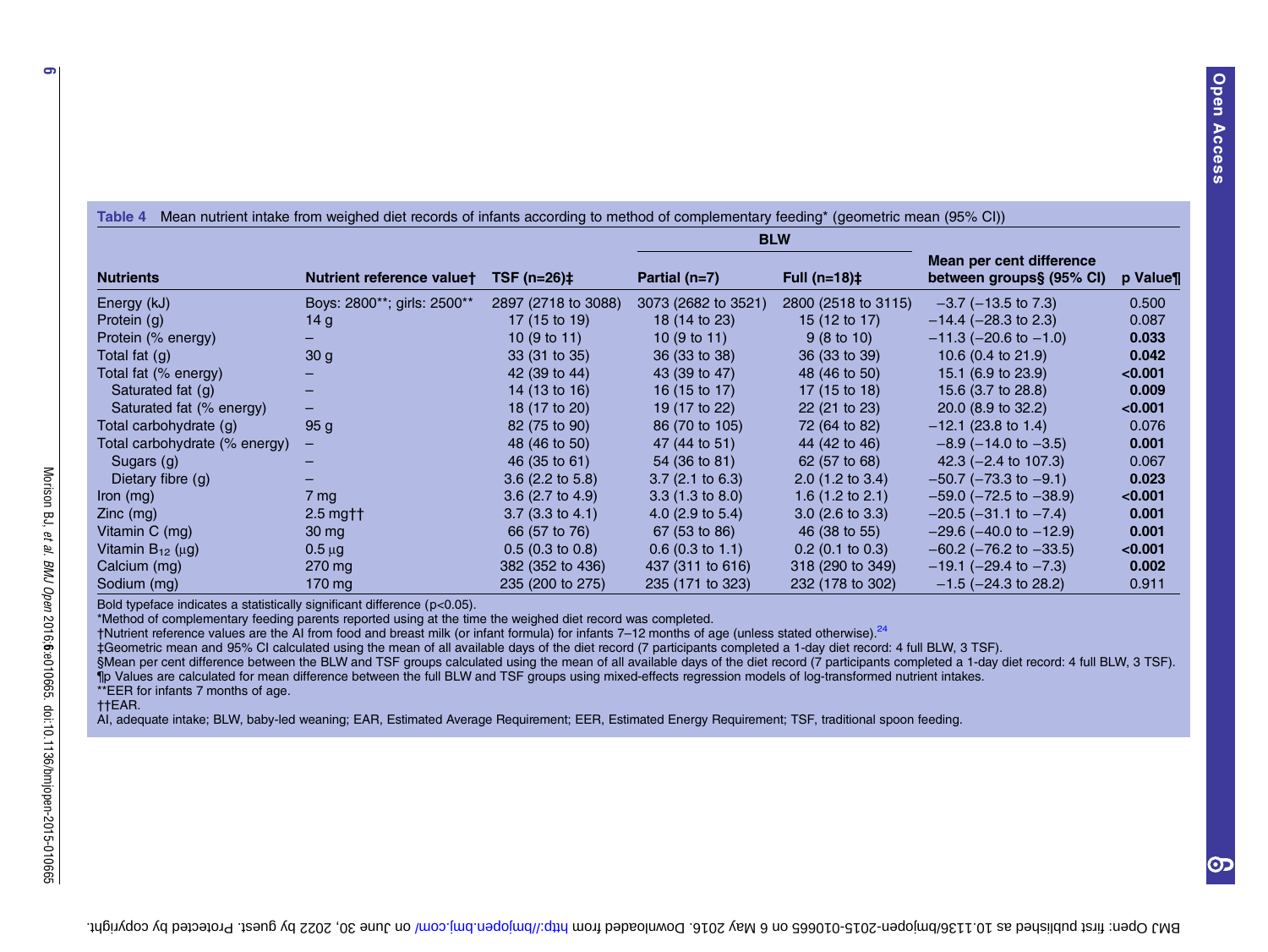**Table 4** Mean nutrient intake from weighed diet records of infants according to method of complementary feeding* (geometric mean (95% CI))

| Nutrients | Nutrient reference value† | TSF (n=26)‡ | BLW | | Mean per cent difference between groups§ (95% CI) | p Value¶ |
|---|---|---|---|---|---|---|
| | | | Partial (n=7) | Full (n=18)‡ | | |
| Energy (kJ) | Boys: 2800**; girls: 2500** | 2897 (2718 to 3088) | 3073 (2682 to 3521) | 2800 (2518 to 3115) | −3.7 (−13.5 to 7.3) | 0.500 |
| Protein (g) | 14 g | 17 (15 to 19) | 18 (14 to 23) | 15 (12 to 17) | −14.4 (−28.3 to 2.3) | 0.087 |
| Protein (% energy) | – | 10 (9 to 11) | 10 (9 to 11) | 9 (8 to 10) | −11.3 (−20.6 to −1.0) | **0.033** |
| Total fat (g) | 30 g | 33 (31 to 35) | 36 (33 to 38) | 36 (33 to 39) | 10.6 (0.4 to 21.9) | **0.042** |
| Total fat (% energy) | – | 42 (39 to 44) | 43 (39 to 47) | 48 (46 to 50) | 15.1 (6.9 to 23.9) | **<0.001** |
| Saturated fat (g) | – | 14 (13 to 16) | 16 (15 to 17) | 17 (15 to 18) | 15.6 (3.7 to 28.8) | **0.009** |
| Saturated fat (% energy) | – | 18 (17 to 20) | 19 (17 to 22) | 22 (21 to 23) | 20.0 (8.9 to 32.2) | **<0.001** |
| Total carbohydrate (g) | 95 g | 82 (75 to 90) | 86 (70 to 105) | 72 (64 to 82) | −12.1 (23.8 to 1.4) | 0.076 |
| Total carbohydrate (% energy) | – | 48 (46 to 50) | 47 (44 to 51) | 44 (42 to 46) | −8.9 (−14.0 to −3.5) | **0.001** |
| Sugars (g) | – | 46 (35 to 61) | 54 (36 to 81) | 62 (57 to 68) | 42.3 (−2.4 to 107.3) | 0.067 |
| Dietary fibre (g) | – | 3.6 (2.2 to 5.8) | 3.7 (2.1 to 6.3) | 2.0 (1.2 to 3.4) | −50.7 (−73.3 to −9.1) | **0.023** |
| Iron (mg) | 7 mg | 3.6 (2.7 to 4.9) | 3.3 (1.3 to 8.0) | 1.6 (1.2 to 2.1) | −59.0 (−72.5 to −38.9) | **<0.001** |
| Zinc (mg) | 2.5 mg†† | 3.7 (3.3 to 4.1) | 4.0 (2.9 to 5.4) | 3.0 (2.6 to 3.3) | −20.5 (−31.1 to −7.4) | **0.001** |
| Vitamin C (mg) | 30 mg | 66 (57 to 76) | 67 (53 to 86) | 46 (38 to 55) | −29.6 (−40.0 to −12.9) | **0.001** |
| Vitamin $B_{12}$ (μg) | 0.5 μg | 0.5 (0.3 to 0.8) | 0.6 (0.3 to 1.1) | 0.2 (0.1 to 0.3) | −60.2 (−76.2 to −33.5) | **<0.001** |
| Calcium (mg) | 270 mg | 382 (352 to 436) | 437 (311 to 616) | 318 (290 to 349) | −19.1 (−29.4 to −7.3) | **0.002** |
| Sodium (mg) | 170 mg | 235 (200 to 275) | 235 (171 to 323) | 232 (178 to 302) | −1.5 (−24.3 to 28.2) | 0.911 |

Bold typeface indicates a statistically significant difference (p<0.05).
*Method of complementary feeding parents reported using at the time the weighed diet record was completed.
†Nutrient reference values are the AI from food and breast milk (or infant formula) for infants 7–12 months of age (unless stated otherwise).[24]
‡Geometric mean and 95% CI calculated using the mean of all available days of the diet record (7 participants completed a 1-day diet record: 4 full BLW, 3 TSF).
§Mean per cent difference between the BLW and TSF groups calculated using the mean of all available days of the diet record (7 participants completed a 1-day diet record: 4 full BLW, 3 TSF).
¶p Values are calculated for mean difference between the full BLW and TSF groups using mixed-effects regression models of log-transformed nutrient intakes.
**EER for infants 7 months of age.
††EAR.
AI, adequate intake; BLW, baby-led weaning; EAR, Estimated Average Requirement; EER, Estimated Energy Requirement; TSF, traditional spoon feeding.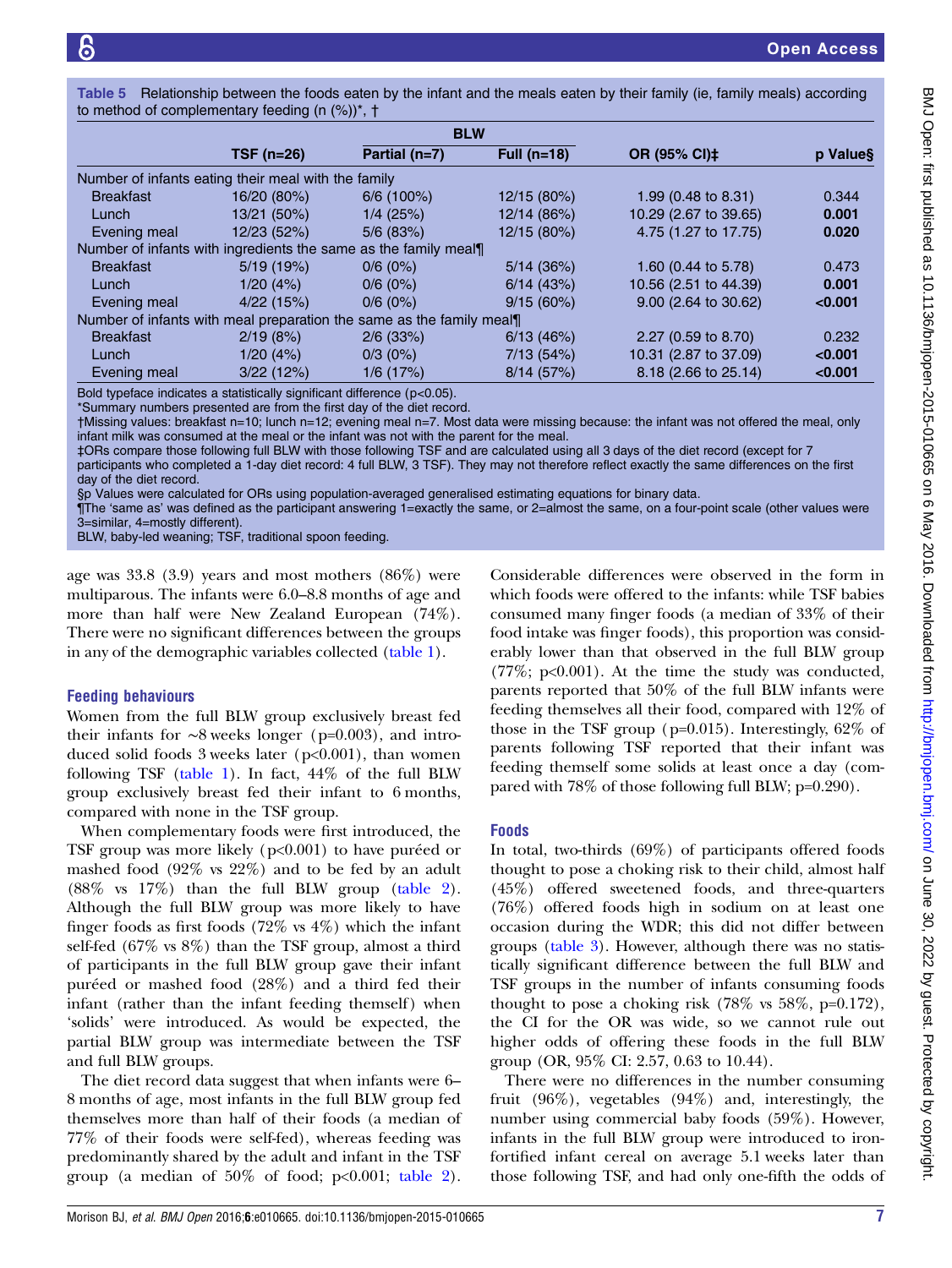**Table 5** Relationship between the foods eaten by the infant and the meals eaten by their family (ie, family meals) according to method of complementary feeding (n (%))*, †

| | TSF (n=26) | BLW | | OR (95% CI)‡ | p Value§ |
|---|---|---|---|---|---|
| | | Partial (n=7) | Full (n=18) | | |
| Number of infants eating their meal with the family | | | | | |
| Breakfast | 16/20 (80%) | 6/6 (100%) | 12/15 (80%) | 1.99 (0.48 to 8.31) | 0.344 |
| Lunch | 13/21 (50%) | 1/4 (25%) | 12/14 (86%) | 10.29 (2.67 to 39.65) | **0.001** |
| Evening meal | 12/23 (52%) | 5/6 (83%) | 12/15 (80%) | 4.75 (1.27 to 17.75) | **0.020** |
| Number of infants with ingredients the same as the family meal¶ | | | | | |
| Breakfast | 5/19 (19%) | 0/6 (0%) | 5/14 (36%) | 1.60 (0.44 to 5.78) | 0.473 |
| Lunch | 1/20 (4%) | 0/6 (0%) | 6/14 (43%) | 10.56 (2.51 to 44.39) | **0.001** |
| Evening meal | 4/22 (15%) | 0/6 (0%) | 9/15 (60%) | 9.00 (2.64 to 30.62) | **<0.001** |
| Number of infants with meal preparation the same as the family meal¶ | | | | | |
| Breakfast | 2/19 (8%) | 2/6 (33%) | 6/13 (46%) | 2.27 (0.59 to 8.70) | 0.232 |
| Lunch | 1/20 (4%) | 0/3 (0%) | 7/13 (54%) | 10.31 (2.87 to 37.09) | **<0.001** |
| Evening meal | 3/22 (12%) | 1/6 (17%) | 8/14 (57%) | 8.18 (2.66 to 25.14) | **<0.001** |

Bold typeface indicates a statistically significant difference (p<0.05).
*Summary numbers presented are from the first day of the diet record.
†Missing values: breakfast n=10; lunch n=12; evening meal n=7. Most data were missing because: the infant was not offered the meal, only infant milk was consumed at the meal or the infant was not with the parent for the meal.
‡ORs compare those following full BLW with those following TSF and are calculated using all 3 days of the diet record (except for 7 participants who completed a 1-day diet record: 4 full BLW, 3 TSF). They may not therefore reflect exactly the same differences on the first day of the diet record.
§p Values were calculated for ORs using population-averaged generalised estimating equations for binary data.
¶The 'same as' was defined as the participant answering 1=exactly the same, or 2=almost the same, on a four-point scale (other values were 3=similar, 4=mostly different).
BLW, baby-led weaning; TSF, traditional spoon feeding.

age was 33.8 (3.9) years and most mothers (86%) were multiparous. The infants were 6.0–8.8 months of age and more than half were New Zealand European (74%). There were no significant differences between the groups in any of the demographic variables collected (table 1).

### Feeding behaviours

Women from the full BLW group exclusively breast fed their infants for ~8 weeks longer (p=0.003), and introduced solid foods 3 weeks later (p<0.001), than women following TSF (table 1). In fact, 44% of the full BLW group exclusively breast fed their infant to 6 months, compared with none in the TSF group.

When complementary foods were first introduced, the TSF group was more likely (p<0.001) to have puréed or mashed food (92% vs 22%) and to be fed by an adult (88% vs 17%) than the full BLW group (table 2). Although the full BLW group was more likely to have finger foods as first foods (72% vs 4%) which the infant self-fed (67% vs 8%) than the TSF group, almost a third of participants in the full BLW group gave their infant puréed or mashed food (28%) and a third fed their infant (rather than the infant feeding themself) when 'solids' were introduced. As would be expected, the partial BLW group was intermediate between the TSF and full BLW groups.

The diet record data suggest that when infants were 6–8 months of age, most infants in the full BLW group fed themselves more than half of their foods (a median of 77% of their foods were self-fed), whereas feeding was predominantly shared by the adult and infant in the TSF group (a median of 50% of food; p<0.001; table 2). Considerable differences were observed in the form in which foods were offered to the infants: while TSF babies consumed many finger foods (a median of 33% of their food intake was finger foods), this proportion was considerably lower than that observed in the full BLW group (77%; p<0.001). At the time the study was conducted, parents reported that 50% of the full BLW infants were feeding themselves all their food, compared with 12% of those in the TSF group (p=0.015). Interestingly, 62% of parents following TSF reported that their infant was feeding themself some solids at least once a day (compared with 78% of those following full BLW; p=0.290).

### Foods

In total, two-thirds (69%) of participants offered foods thought to pose a choking risk to their child, almost half (45%) offered sweetened foods, and three-quarters (76%) offered foods high in sodium on at least one occasion during the WDR; this did not differ between groups (table 3). However, although there was no statistically significant difference between the full BLW and TSF groups in the number of infants consuming foods thought to pose a choking risk (78% vs 58%, p=0.172), the CI for the OR was wide, so we cannot rule out higher odds of offering these foods in the full BLW group (OR, 95% CI: 2.57, 0.63 to 10.44).

There were no differences in the number consuming fruit (96%), vegetables (94%) and, interestingly, the number using commercial baby foods (59%). However, infants in the full BLW group were introduced to iron-fortified infant cereal on average 5.1 weeks later than those following TSF, and had only one-fifth the odds of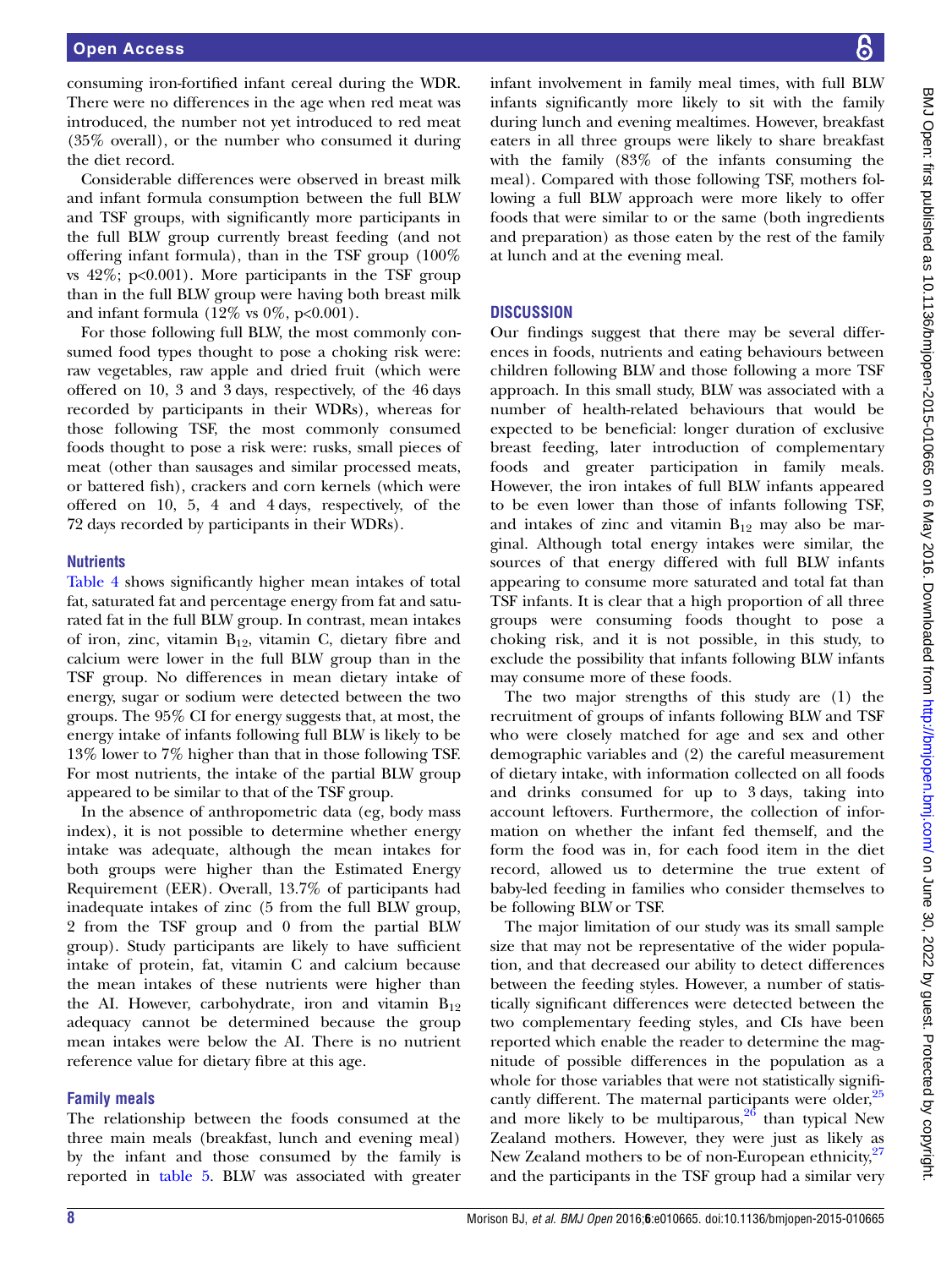consuming iron-fortified infant cereal during the WDR. There were no differences in the age when red meat was introduced, the number not yet introduced to red meat (35% overall), or the number who consumed it during the diet record.

Considerable differences were observed in breast milk and infant formula consumption between the full BLW and TSF groups, with significantly more participants in the full BLW group currently breast feeding (and not offering infant formula), than in the TSF group (100% vs 42%; p<0.001). More participants in the TSF group than in the full BLW group were having both breast milk and infant formula (12% vs 0%, p<0.001).

For those following full BLW, the most commonly consumed food types thought to pose a choking risk were: raw vegetables, raw apple and dried fruit (which were offered on 10, 3 and 3 days, respectively, of the 46 days recorded by participants in their WDRs), whereas for those following TSF, the most commonly consumed foods thought to pose a risk were: rusks, small pieces of meat (other than sausages and similar processed meats, or battered fish), crackers and corn kernels (which were offered on 10, 5, 4 and 4 days, respectively, of the 72 days recorded by participants in their WDRs).

### Nutrients

Table 4 shows significantly higher mean intakes of total fat, saturated fat and percentage energy from fat and saturated fat in the full BLW group. In contrast, mean intakes of iron, zinc, vitamin $B_{12}$, vitamin C, dietary fibre and calcium were lower in the full BLW group than in the TSF group. No differences in mean dietary intake of energy, sugar or sodium were detected between the two groups. The 95% CI for energy suggests that, at most, the energy intake of infants following full BLW is likely to be 13% lower to 7% higher than that in those following TSF. For most nutrients, the intake of the partial BLW group appeared to be similar to that of the TSF group.

In the absence of anthropometric data (eg, body mass index), it is not possible to determine whether energy intake was adequate, although the mean intakes for both groups were higher than the Estimated Energy Requirement (EER). Overall, 13.7% of participants had inadequate intakes of zinc (5 from the full BLW group, 2 from the TSF group and 0 from the partial BLW group). Study participants are likely to have sufficient intake of protein, fat, vitamin C and calcium because the mean intakes of these nutrients were higher than the AI. However, carbohydrate, iron and vitamin $B_{12}$ adequacy cannot be determined because the group mean intakes were below the AI. There is no nutrient reference value for dietary fibre at this age.

### Family meals

The relationship between the foods consumed at the three main meals (breakfast, lunch and evening meal) by the infant and those consumed by the family is reported in table 5. BLW was associated with greater infant involvement in family meal times, with full BLW infants significantly more likely to sit with the family during lunch and evening mealtimes. However, breakfast eaters in all three groups were likely to share breakfast with the family (83% of the infants consuming the meal). Compared with those following TSF, mothers following a full BLW approach were more likely to offer foods that were similar to or the same (both ingredients and preparation) as those eaten by the rest of the family at lunch and at the evening meal.

## DISCUSSION

Our findings suggest that there may be several differences in foods, nutrients and eating behaviours between children following BLW and those following a more TSF approach. In this small study, BLW was associated with a number of health-related behaviours that would be expected to be beneficial: longer duration of exclusive breast feeding, later introduction of complementary foods and greater participation in family meals. However, the iron intakes of full BLW infants appeared to be even lower than those of infants following TSF, and intakes of zinc and vitamin $B_{12}$ may also be marginal. Although total energy intakes were similar, the sources of that energy differed with full BLW infants appearing to consume more saturated and total fat than TSF infants. It is clear that a high proportion of all three groups were consuming foods thought to pose a choking risk, and it is not possible, in this study, to exclude the possibility that infants following BLW infants may consume more of these foods.

The two major strengths of this study are (1) the recruitment of groups of infants following BLW and TSF who were closely matched for age and sex and other demographic variables and (2) the careful measurement of dietary intake, with information collected on all foods and drinks consumed for up to 3 days, taking into account leftovers. Furthermore, the collection of information on whether the infant fed themself, and the form the food was in, for each food item in the diet record, allowed us to determine the true extent of baby-led feeding in families who consider themselves to be following BLW or TSF.

The major limitation of our study was its small sample size that may not be representative of the wider population, and that decreased our ability to detect differences between the feeding styles. However, a number of statistically significant differences were detected between the two complementary feeding styles, and CIs have been reported which enable the reader to determine the magnitude of possible differences in the population as a whole for those variables that were not statistically significantly different. The maternal participants were older,[25] and more likely to be multiparous,[26] than typical New Zealand mothers. However, they were just as likely as New Zealand mothers to be of non-European ethnicity,[27] and the participants in the TSF group had a similar very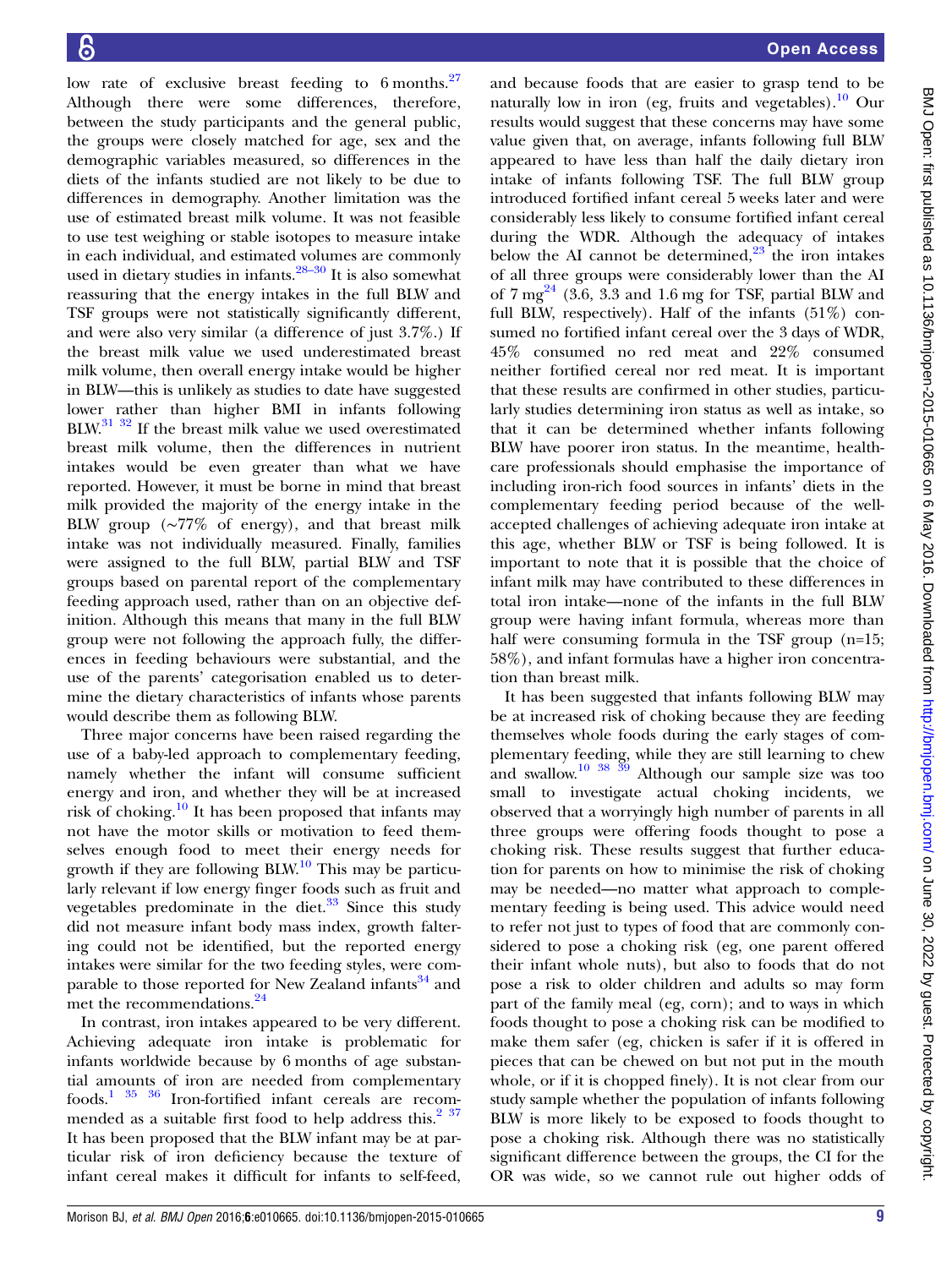low rate of exclusive breast feeding to 6 months.[27] Although there were some differences, therefore, between the study participants and the general public, the groups were closely matched for age, sex and the demographic variables measured, so differences in the diets of the infants studied are not likely to be due to differences in demography. Another limitation was the use of estimated breast milk volume. It was not feasible to use test weighing or stable isotopes to measure intake in each individual, and estimated volumes are commonly used in dietary studies in infants.[28–30] It is also somewhat reassuring that the energy intakes in the full BLW and TSF groups were not statistically significantly different, and were also very similar (a difference of just 3.7%.) If the breast milk value we used underestimated breast milk volume, then overall energy intake would be higher in BLW—this is unlikely as studies to date have suggested lower rather than higher BMI in infants following BLW.[31 32] If the breast milk value we used overestimated breast milk volume, then the differences in nutrient intakes would be even greater than what we have reported. However, it must be borne in mind that breast milk provided the majority of the energy intake in the BLW group (~77% of energy), and that breast milk intake was not individually measured. Finally, families were assigned to the full BLW, partial BLW and TSF groups based on parental report of the complementary feeding approach used, rather than on an objective definition. Although this means that many in the full BLW group were not following the approach fully, the differences in feeding behaviours were substantial, and the use of the parents' categorisation enabled us to determine the dietary characteristics of infants whose parents would describe them as following BLW.

Three major concerns have been raised regarding the use of a baby-led approach to complementary feeding, namely whether the infant will consume sufficient energy and iron, and whether they will be at increased risk of choking.[10] It has been proposed that infants may not have the motor skills or motivation to feed themselves enough food to meet their energy needs for growth if they are following BLW.[10] This may be particularly relevant if low energy finger foods such as fruit and vegetables predominate in the diet.[33] Since this study did not measure infant body mass index, growth faltering could not be identified, but the reported energy intakes were similar for the two feeding styles, were comparable to those reported for New Zealand infants[34] and met the recommendations.[24]

In contrast, iron intakes appeared to be very different. Achieving adequate iron intake is problematic for infants worldwide because by 6 months of age substantial amounts of iron are needed from complementary foods.[1 35 36] Iron-fortified infant cereals are recommended as a suitable first food to help address this.[2 37] It has been proposed that the BLW infant may be at particular risk of iron deficiency because the texture of infant cereal makes it difficult for infants to self-feed, and because foods that are easier to grasp tend to be naturally low in iron (eg, fruits and vegetables).[10] Our results would suggest that these concerns may have some value given that, on average, infants following full BLW appeared to have less than half the daily dietary iron intake of infants following TSF. The full BLW group introduced fortified infant cereal 5 weeks later and were considerably less likely to consume fortified infant cereal during the WDR. Although the adequacy of intakes below the AI cannot be determined,[23] the iron intakes of all three groups were considerably lower than the AI of 7 mg[24] (3.6, 3.3 and 1.6 mg for TSF, partial BLW and full BLW, respectively). Half of the infants (51%) consumed no fortified infant cereal over the 3 days of WDR, 45% consumed no red meat and 22% consumed neither fortified cereal nor red meat. It is important that these results are confirmed in other studies, particularly studies determining iron status as well as intake, so that it can be determined whether infants following BLW have poorer iron status. In the meantime, healthcare professionals should emphasise the importance of including iron-rich food sources in infants' diets in the complementary feeding period because of the well-accepted challenges of achieving adequate iron intake at this age, whether BLW or TSF is being followed. It is important to note that it is possible that the choice of infant milk may have contributed to these differences in total iron intake—none of the infants in the full BLW group were having infant formula, whereas more than half were consuming formula in the TSF group (n=15; 58%), and infant formulas have a higher iron concentration than breast milk.

It has been suggested that infants following BLW may be at increased risk of choking because they are feeding themselves whole foods during the early stages of complementary feeding, while they are still learning to chew and swallow.[10 38 39] Although our sample size was too small to investigate actual choking incidents, we observed that a worryingly high number of parents in all three groups were offering foods thought to pose a choking risk. These results suggest that further education for parents on how to minimise the risk of choking may be needed—no matter what approach to complementary feeding is being used. This advice would need to refer not just to types of food that are commonly considered to pose a choking risk (eg, one parent offered their infant whole nuts), but also to foods that do not pose a risk to older children and adults so may form part of the family meal (eg, corn); and to ways in which foods thought to pose a choking risk can be modified to make them safer (eg, chicken is safer if it is offered in pieces that can be chewed on but not put in the mouth whole, or if it is chopped finely). It is not clear from our study sample whether the population of infants following BLW is more likely to be exposed to foods thought to pose a choking risk. Although there was no statistically significant difference between the groups, the CI for the OR was wide, so we cannot rule out higher odds of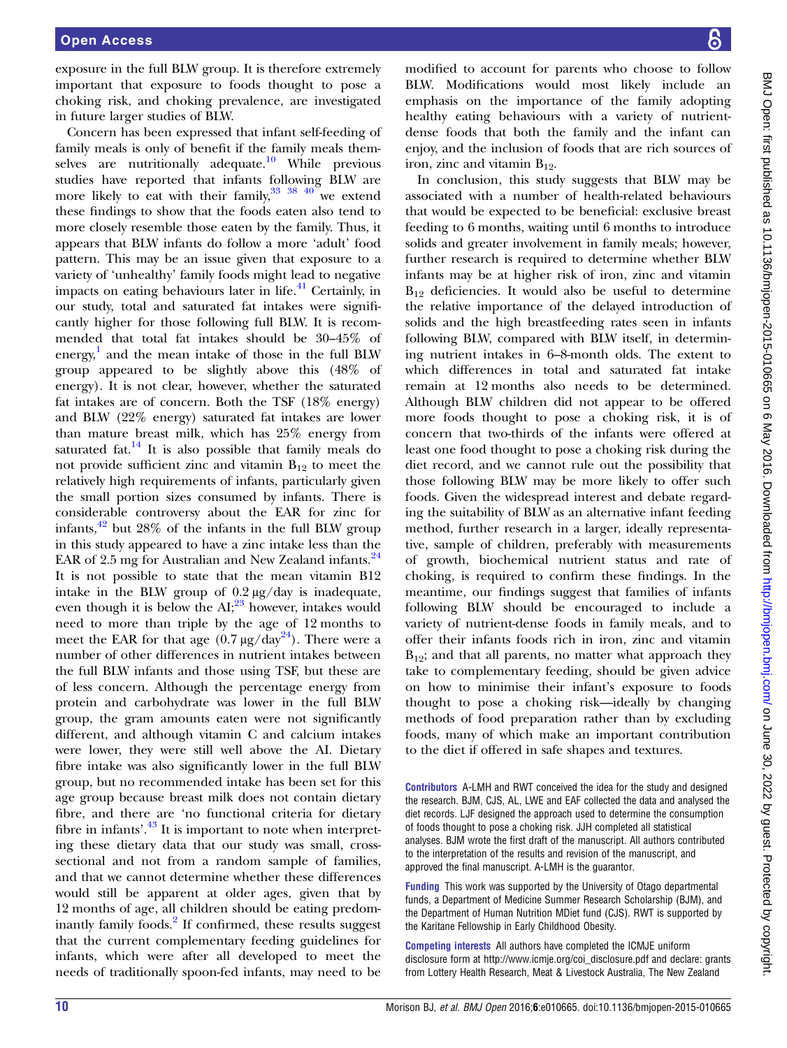exposure in the full BLW group. It is therefore extremely important that exposure to foods thought to pose a choking risk, and choking prevalence, are investigated in future larger studies of BLW.

Concern has been expressed that infant self-feeding of family meals is only of benefit if the family meals themselves are nutritionally adequate.[10] While previous studies have reported that infants following BLW are more likely to eat with their family,[33 38 40] we extend these findings to show that the foods eaten also tend to more closely resemble those eaten by the family. Thus, it appears that BLW infants do follow a more 'adult' food pattern. This may be an issue given that exposure to a variety of 'unhealthy' family foods might lead to negative impacts on eating behaviours later in life.[41] Certainly, in our study, total and saturated fat intakes were significantly higher for those following full BLW. It is recommended that total fat intakes should be 30–45% of energy,[1] and the mean intake of those in the full BLW group appeared to be slightly above this (48% of energy). It is not clear, however, whether the saturated fat intakes are of concern. Both the TSF (18% energy) and BLW (22% energy) saturated fat intakes are lower than mature breast milk, which has 25% energy from saturated fat.[14] It is also possible that family meals do not provide sufficient zinc and vitamin $B_{12}$ to meet the relatively high requirements of infants, particularly given the small portion sizes consumed by infants. There is considerable controversy about the EAR for zinc for infants,[42] but 28% of the infants in the full BLW group in this study appeared to have a zinc intake less than the EAR of 2.5 mg for Australian and New Zealand infants.[24] It is not possible to state that the mean vitamin B12 intake in the BLW group of 0.2 µg/day is inadequate, even though it is below the AI;[23] however, intakes would need to more than triple by the age of 12 months to meet the EAR for that age (0.7 µg/day[24]). There were a number of other differences in nutrient intakes between the full BLW infants and those using TSF, but these are of less concern. Although the percentage energy from protein and carbohydrate was lower in the full BLW group, the gram amounts eaten were not significantly different, and although vitamin C and calcium intakes were lower, they were still well above the AI. Dietary fibre intake was also significantly lower in the full BLW group, but no recommended intake has been set for this age group because breast milk does not contain dietary fibre, and there are 'no functional criteria for dietary fibre in infants'.[43] It is important to note when interpreting these dietary data that our study was small, cross-sectional and not from a random sample of families, and that we cannot determine whether these differences would still be apparent at older ages, given that by 12 months of age, all children should be eating predominantly family foods.[2] If confirmed, these results suggest that the current complementary feeding guidelines for infants, which were after all developed to meet the needs of traditionally spoon-fed infants, may need to be modified to account for parents who choose to follow BLW. Modifications would most likely include an emphasis on the importance of the family adopting healthy eating behaviours with a variety of nutrient-dense foods that both the family and the infant can enjoy, and the inclusion of foods that are rich sources of iron, zinc and vitamin $B_{12}$.

In conclusion, this study suggests that BLW may be associated with a number of health-related behaviours that would be expected to be beneficial: exclusive breast feeding to 6 months, waiting until 6 months to introduce solids and greater involvement in family meals; however, further research is required to determine whether BLW infants may be at higher risk of iron, zinc and vitamin $B_{12}$ deficiencies. It would also be useful to determine the relative importance of the delayed introduction of solids and the high breastfeeding rates seen in infants following BLW, compared with BLW itself, in determining nutrient intakes in 6–8-month olds. The extent to which differences in total and saturated fat intake remain at 12 months also needs to be determined. Although BLW children did not appear to be offered more foods thought to pose a choking risk, it is of concern that two-thirds of the infants were offered at least one food thought to pose a choking risk during the diet record, and we cannot rule out the possibility that those following BLW may be more likely to offer such foods. Given the widespread interest and debate regarding the suitability of BLW as an alternative infant feeding method, further research in a larger, ideally representative, sample of children, preferably with measurements of growth, biochemical nutrient status and rate of choking, is required to confirm these findings. In the meantime, our findings suggest that families of infants following BLW should be encouraged to include a variety of nutrient-dense foods in family meals, and to offer their infants foods rich in iron, zinc and vitamin $B_{12}$; and that all parents, no matter what approach they take to complementary feeding, should be given advice on how to minimise their infant's exposure to foods thought to pose a choking risk—ideally by changing methods of food preparation rather than by excluding foods, many of which make an important contribution to the diet if offered in safe shapes and textures.

**Contributors** A-LMH and RWT conceived the idea for the study and designed the research. BJM, CJS, AL, LWE and EAF collected the data and analysed the diet records. LJF designed the approach used to determine the consumption of foods thought to pose a choking risk. JJH completed all statistical analyses. BJM wrote the first draft of the manuscript. All authors contributed to the interpretation of the results and revision of the manuscript, and approved the final manuscript. A-LMH is the guarantor.

**Funding** This work was supported by the University of Otago departmental funds, a Department of Medicine Summer Research Scholarship (BJM), and the Department of Human Nutrition MDiet fund (CJS). RWT is supported by the Karitane Fellowship in Early Childhood Obesity.

**Competing interests** All authors have completed the ICMJE uniform disclosure form at http://www.icmje.org/coi_disclosure.pdf and declare: grants from Lottery Health Research, Meat & Livestock Australia, The New Zealand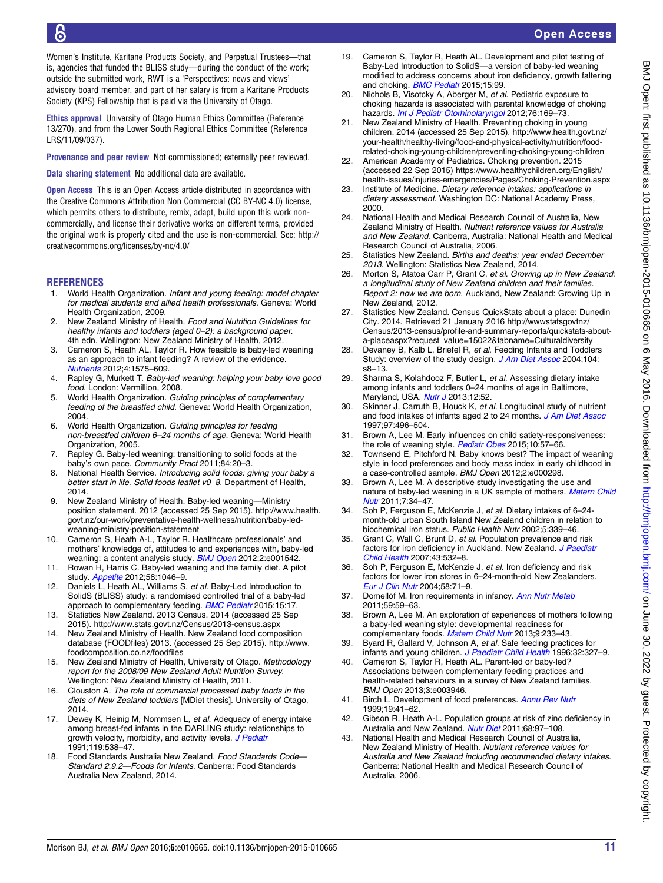Women's Institute, Karitane Products Society, and Perpetual Trustees—that is, agencies that funded the BLISS study—during the conduct of the work; outside the submitted work, RWT is a 'Perspectives: news and views' advisory board member, and part of her salary is from a Karitane Products Society (KPS) Fellowship that is paid via the University of Otago.

**Ethics approval** University of Otago Human Ethics Committee (Reference 13/270), and from the Lower South Regional Ethics Committee (Reference LRS/11/09/037).

**Provenance and peer review** Not commissioned; externally peer reviewed.

**Data sharing statement** No additional data are available.

**Open Access** This is an Open Access article distributed in accordance with the Creative Commons Attribution Non Commercial (CC BY-NC 4.0) license, which permits others to distribute, remix, adapt, build upon this work non-commercially, and license their derivative works on different terms, provided the original work is properly cited and the use is non-commercial. See: http://creativecommons.org/licenses/by-nc/4.0/

## REFERENCES

1. World Health Organization. *Infant and young feeding: model chapter for medical students and allied health professionals*. Geneva: World Health Organization, 2009.
2. New Zealand Ministry of Health. *Food and Nutrition Guidelines for healthy infants and toddlers (aged 0–2): a background paper*. 4th edn. Wellington: New Zealand Ministry of Health, 2012.
3. Cameron S, Heath AL, Taylor R. How feasible is baby-led weaning as an approach to infant feeding? A review of the evidence. *Nutrients* 2012;4:1575–609.
4. Rapley G, Murkett T. *Baby-led weaning: helping your baby love good food*. London: Vermillion, 2008.
5. World Health Organization. *Guiding principles of complementary feeding of the breastfed child*. Geneva: World Health Organization, 2004.
6. World Health Organization. *Guiding principles for feeding non-breastfed children 6–24 months of age*. Geneva: World Health Organization, 2005.
7. Rapley G. Baby-led weaning: transitioning to solid foods at the baby's own pace. *Community Pract* 2011;84:20–3.
8. National Health Service. *Introducing solid foods: giving your baby a better start in life. Solid foods leaflet v0_8*. Department of Health, 2014.
9. New Zealand Ministry of Health. Baby-led weaning—Ministry position statement. 2012 (accessed 25 Sep 2015). http://www.health.govt.nz/our-work/preventative-health-wellness/nutrition/baby-led-weaning-ministry-position-statement
10. Cameron S, Heath A-L, Taylor R. Healthcare professionals' and mothers' knowledge of, attitudes to and experiences with, baby-led weaning: a content analysis study. *BMJ Open* 2012;2:e001542.
11. Rowan H, Harris C. Baby-led weaning and the family diet. A pilot study. *Appetite* 2012;58:1046–9.
12. Daniels L, Heath AL, Williams S, *et al*. Baby-Led Introduction to SolidS (BLISS) study: a randomised controlled trial of a baby-led approach to complementary feeding. *BMC Pediatr* 2015;15:17.
13. Statistics New Zealand. 2013 Census. 2014 (accessed 25 Sep 2015). http://www.stats.govt.nz/Census/2013-census.aspx
14. New Zealand Ministry of Health. New Zealand food composition database (FOODfiles) 2013. (accessed 25 Sep 2015). http://www.foodcomposition.co.nz/foodfiles
15. New Zealand Ministry of Health, University of Otago. *Methodology report for the 2008/09 New Zealand Adult Nutrition Survey*. Wellington: New Zealand Ministry of Health, 2011.
16. Clouston A. *The role of commercial processed baby foods in the diets of New Zealand toddlers* [MDiet thesis]. University of Otago, 2014.
17. Dewey K, Heinig M, Nommsen L, *et al*. Adequacy of energy intake among breast-fed infants in the DARLING study: relationships to growth velocity, morbidity, and activity levels. *J Pediatr* 1991;119:538–47.
18. Food Standards Australia New Zealand. *Food Standards Code—Standard 2.9.2—Foods for Infants*. Canberra: Food Standards Australia New Zealand, 2014.
19. Cameron S, Taylor R, Heath AL. Development and pilot testing of Baby-Led Introduction to SolidS—a version of baby-led weaning modified to address concerns about iron deficiency, growth faltering and choking. *BMC Pediatr* 2015;15:99.
20. Nichols B, Visotcky A, Aberger M, *et al*. Pediatric exposure to choking hazards is associated with parental knowledge of choking hazards. *Int J Pediatr Otorhinolaryngol* 2012;76:169–73.
21. New Zealand Ministry of Health. Preventing choking in young children. 2014 (accessed 25 Sep 2015). http://www.health.govt.nz/your-health/healthy-living/food-and-physical-activity/nutrition/food-related-choking-young-children/preventing-choking-young-children
22. American Academy of Pediatrics. Choking prevention. 2015 (accessed 22 Sep 2015) https://www.healthychildren.org/English/health-issues/injuries-emergencies/Pages/Choking-Prevention.aspx
23. Institute of Medicine. *Dietary reference intakes: applications in dietary assessment*. Washington DC: National Academy Press, 2000.
24. National Health and Medical Research Council of Australia, New Zealand Ministry of Health. *Nutrient reference values for Australia and New Zealand*. Canberra, Australia: National Health and Medical Research Council of Australia, 2006.
25. Statistics New Zealand. *Births and deaths: year ended December 2013*. Wellington: Statistics New Zealand, 2014.
26. Morton S, Atatoa Carr P, Grant C, *et al*. *Growing up in New Zealand: a longitudinal study of New Zealand children and their families. Report 2: now we are born*. Auckland, New Zealand: Growing Up in New Zealand, 2012.
27. Statistics New Zealand. Census QuickStats about a place: Dunedin City. 2014. Retrieved 21 January 2016 http://wwwstatsgovtnz/Census/2013-census/profile-and-summary-reports/quickstats-about-a-placeaspx?request_value=15022&tabname=Culturaldiversity
28. Devaney B, Kalb L, Briefel R, *et al*. Feeding Infants and Toddlers Study: overview of the study design. *J Am Diet Assoc* 2004;104:s8–13.
29. Sharma S, Kolahdooz F, Butler L, *et al*. Assessing dietary intake among infants and toddlers 0–24 months of age in Baltimore, Maryland, USA. *Nutr J* 2013;12:52.
30. Skinner J, Carruth B, Houck K, *et al*. Longitudinal study of nutrient and food intakes of infants aged 2 to 24 months. *J Am Diet Assoc* 1997;97:496–504.
31. Brown A, Lee M. Early influences on child satiety-responsiveness: the role of weaning style. *Pediatr Obes* 2015;10:57–66.
32. Townsend E, Pitchford N. Baby knows best? The impact of weaning style in food preferences and body mass index in early childhood in a case-controlled sample. *BMJ Open* 2012;2:e000298.
33. Brown A, Lee M. A descriptive study investigating the use and nature of baby-led weaning in a UK sample of mothers. *Matern Child Nutr* 2011;7:34–47.
34. Soh P, Ferguson E, McKenzie J, *et al*. Dietary intakes of 6–24-month-old urban South Island New Zealand children in relation to biochemical iron status. *Public Health Nutr* 2002;5:339–46.
35. Grant C, Wall C, Brunt D, *et al*. Population prevalence and risk factors for iron deficiency in Auckland, New Zealand. *J Paediatr Child Health* 2007;43:532–8.
36. Soh P, Ferguson E, McKenzie J, *et al*. Iron deficiency and risk factors for lower iron stores in 6–24-month-old New Zealanders. *Eur J Clin Nutr* 2004;58:71–9.
37. Domellöf M. Iron requirements in infancy. *Ann Nutr Metab* 2011;59:59–63.
38. Brown A, Lee M. An exploration of experiences of mothers following a baby-led weaning style: developmental readiness for complementary foods. *Matern Child Nutr* 2013;9:233–43.
39. Byard R, Gallard V, Johnson A, *et al*. Safe feeding practices for infants and young children. *J Paediatr Child Health* 1996;32:327–9.
40. Cameron S, Taylor R, Heath AL. Parent-led or baby-led? Associations between complementary feeding practices and health-related behaviours in a survey of New Zealand families. *BMJ Open* 2013;3:e003946.
41. Birch L. Development of food preferences. *Annu Rev Nutr* 1999;19:41–62.
42. Gibson R, Heath A-L. Population groups at risk of zinc deficiency in Australia and New Zealand. *Nutr Diet* 2011;68:97–108.
43. National Health and Medical Research Council of Australia, New Zealand Ministry of Health. *Nutrient reference values for Australia and New Zealand including recommended dietary intakes*. Canberra: National Health and Medical Research Council of Australia, 2006.